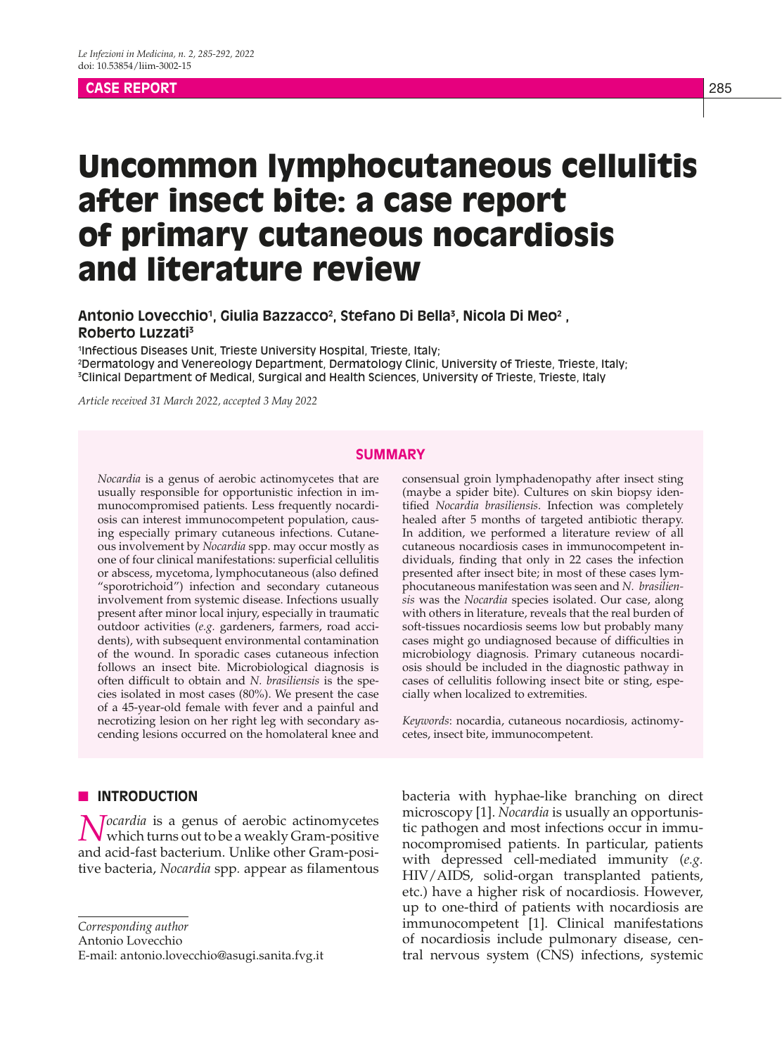CASE REPORT

# Uncommon lymphocutaneous cellulitis after insect bite: a case report of primary cutaneous nocardiosis and literature review

**Antonio Lovecchio[1], Giulia Bazzacco[2], Stefano Di Bella[3], Nicola Di Meo[2], Roberto Luzzati[3]**

[1]Infectious Diseases Unit, Trieste University Hospital, Trieste, Italy;
[2]Dermatology and Venereology Department, Dermatology Clinic, University of Trieste, Trieste, Italy;
[3]Clinical Department of Medical, Surgical and Health Sciences, University of Trieste, Trieste, Italy

*Article received 31 March 2022, accepted 3 May 2022*

## SUMMARY

*Nocardia* is a genus of aerobic actinomycetes that are usually responsible for opportunistic infection in immunocompromised patients. Less frequently nocardiosis can interest immunocompetent population, causing especially primary cutaneous infections. Cutaneous involvement by *Nocardia* spp. may occur mostly as one of four clinical manifestations: superficial cellulitis or abscess, mycetoma, lymphocutaneous (also defined "sporotrichoid") infection and secondary cutaneous involvement from systemic disease. Infections usually present after minor local injury, especially in traumatic outdoor activities (*e.g.* gardeners, farmers, road accidents), with subsequent environmental contamination of the wound. In sporadic cases cutaneous infection follows an insect bite. Microbiological diagnosis is often difficult to obtain and *N. brasiliensis* is the species isolated in most cases (80%). We present the case of a 45-year-old female with fever and a painful and necrotizing lesion on her right leg with secondary ascending lesions occurred on the homolateral knee and consensual groin lymphadenopathy after insect sting (maybe a spider bite). Cultures on skin biopsy identified *Nocardia brasiliensis*. Infection was completely healed after 5 months of targeted antibiotic therapy. In addition, we performed a literature review of all cutaneous nocardiosis cases in immunocompetent individuals, finding that only in 22 cases the infection presented after insect bite; in most of these cases lymphocutaneous manifestation was seen and *N. brasiliensis* was the *Nocardia* species isolated. Our case, along with others in literature, reveals that the real burden of soft-tissues nocardiosis seems low but probably many cases might go undiagnosed because of difficulties in microbiology diagnosis. Primary cutaneous nocardiosis should be included in the diagnostic pathway in cases of cellulitis following insect bite or sting, especially when localized to extremities.

*Keywords*: nocardia, cutaneous nocardiosis, actinomycetes, insect bite, immunocompetent.

## INTRODUCTION

*Nocardia* is a genus of aerobic actinomycetes which turns out to be a weakly Gram-positive and acid-fast bacterium. Unlike other Gram-positive bacteria, *Nocardia* spp. appear as filamentous bacteria with hyphae-like branching on direct microscopy [1]. *Nocardia* is usually an opportunistic pathogen and most infections occur in immunocompromised patients. In particular, patients with depressed cell-mediated immunity (*e.g.* HIV/AIDS, solid-organ transplanted patients, etc.) have a higher risk of nocardiosis. However, up to one-third of patients with nocardiosis are immunocompetent [1]. Clinical manifestations of nocardiosis include pulmonary disease, central nervous system (CNS) infections, systemic

*Corresponding author*
Antonio Lovecchio
E-mail: antonio.lovecchio@asugi.sanita.fvg.it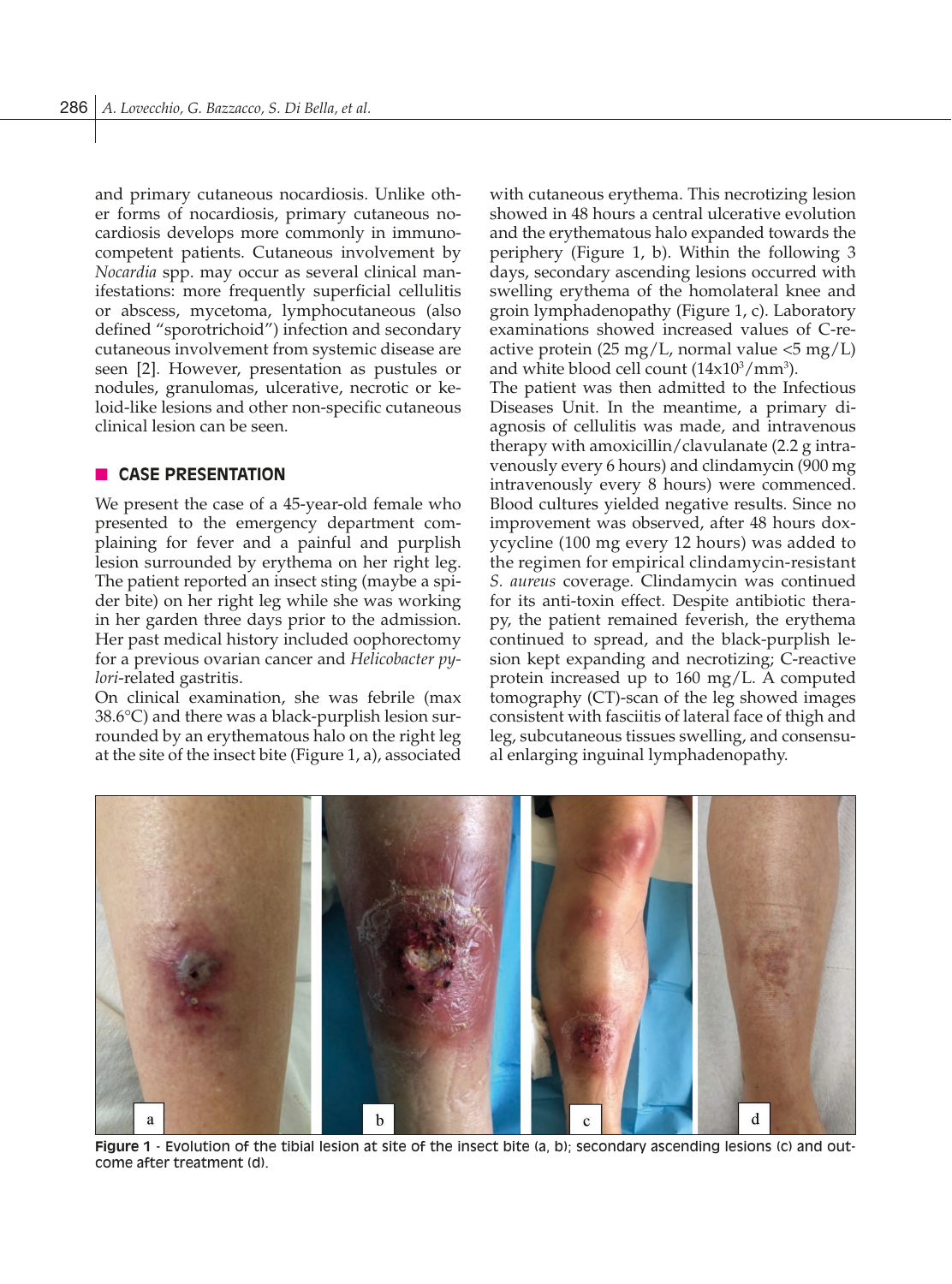and primary cutaneous nocardiosis. Unlike other forms of nocardiosis, primary cutaneous nocardiosis develops more commonly in immunocompetent patients. Cutaneous involvement by *Nocardia* spp. may occur as several clinical manifestations: more frequently superficial cellulitis or abscess, mycetoma, lymphocutaneous (also defined "sporotrichoid") infection and secondary cutaneous involvement from systemic disease are seen [2]. However, presentation as pustules or nodules, granulomas, ulcerative, necrotic or keloid-like lesions and other non-specific cutaneous clinical lesion can be seen.

## CASE PRESENTATION

We present the case of a 45-year-old female who presented to the emergency department complaining for fever and a painful and purplish lesion surrounded by erythema on her right leg. The patient reported an insect sting (maybe a spider bite) on her right leg while she was working in her garden three days prior to the admission. Her past medical history included oophorectomy for a previous ovarian cancer and *Helicobacter pylori*-related gastritis.

On clinical examination, she was febrile (max 38.6°C) and there was a black-purplish lesion surrounded by an erythematous halo on the right leg at the site of the insect bite (Figure 1, a), associated with cutaneous erythema. This necrotizing lesion showed in 48 hours a central ulcerative evolution and the erythematous halo expanded towards the periphery (Figure 1, b). Within the following 3 days, secondary ascending lesions occurred with swelling erythema of the homolateral knee and groin lymphadenopathy (Figure 1, c). Laboratory examinations showed increased values of C-reactive protein (25 mg/L, normal value <5 mg/L) and white blood cell count ($14 \times 10^3/\text{mm}^3$).

The patient was then admitted to the Infectious Diseases Unit. In the meantime, a primary diagnosis of cellulitis was made, and intravenous therapy with amoxicillin/clavulanate (2.2 g intravenously every 6 hours) and clindamycin (900 mg intravenously every 8 hours) were commenced. Blood cultures yielded negative results. Since no improvement was observed, after 48 hours doxycycline (100 mg every 12 hours) was added to the regimen for empirical clindamycin-resistant *S. aureus* coverage. Clindamycin was continued for its anti-toxin effect. Despite antibiotic therapy, the patient remained feverish, the erythema continued to spread, and the black-purplish lesion kept expanding and necrotizing; C-reactive protein increased up to 160 mg/L. A computed tomography (CT)-scan of the leg showed images consistent with fasciitis of lateral face of thigh and leg, subcutaneous tissues swelling, and consensual enlarging inguinal lymphadenopathy.

**Figure 1** - Evolution of the tibial lesion at site of the insect bite (a, b); secondary ascending lesions (c) and outcome after treatment (d).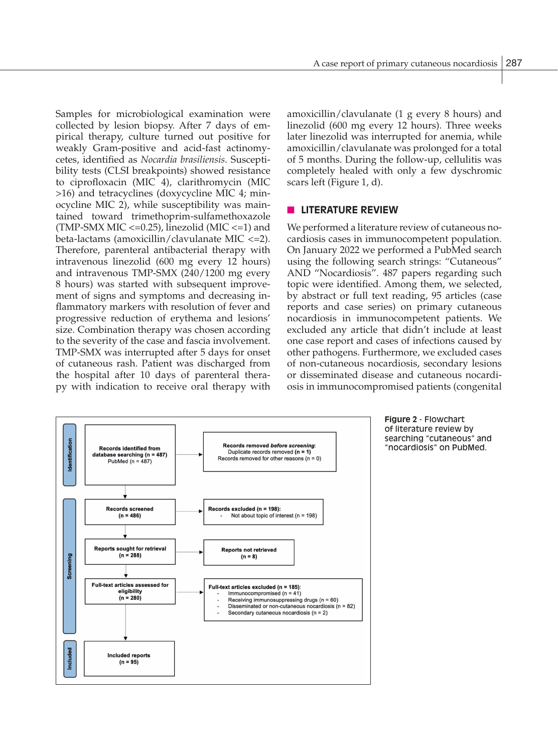Samples for microbiological examination were collected by lesion biopsy. After 7 days of empirical therapy, culture turned out positive for weakly Gram-positive and acid-fast actinomycetes, identified as *Nocardia brasiliensis*. Susceptibility tests (CLSI breakpoints) showed resistance to ciprofloxacin (MIC 4), clarithromycin (MIC >16) and tetracyclines (doxycycline MIC 4; minocycline MIC 2), while susceptibility was maintained toward trimethoprim-sulfamethoxazole (TMP-SMX MIC <=0.25), linezolid (MIC <=1) and beta-lactams (amoxicillin/clavulanate MIC <=2). Therefore, parenteral antibacterial therapy with intravenous linezolid (600 mg every 12 hours) and intravenous TMP-SMX (240/1200 mg every 8 hours) was started with subsequent improvement of signs and symptoms and decreasing inflammatory markers with resolution of fever and progressive reduction of erythema and lesions' size. Combination therapy was chosen according to the severity of the case and fascia involvement. TMP-SMX was interrupted after 5 days for onset of cutaneous rash. Patient was discharged from the hospital after 10 days of parenteral therapy with indication to receive oral therapy with amoxicillin/clavulanate (1 g every 8 hours) and linezolid (600 mg every 12 hours). Three weeks later linezolid was interrupted for anemia, while amoxicillin/clavulanate was prolonged for a total of 5 months. During the follow-up, cellulitis was completely healed with only a few dyschromic scars left (Figure 1, d).

## LITERATURE REVIEW

We performed a literature review of cutaneous nocardiosis cases in immunocompetent population. On January 2022 we performed a PubMed search using the following search strings: "Cutaneous" AND "Nocardiosis". 487 papers regarding such topic were identified. Among them, we selected, by abstract or full text reading, 95 articles (case reports and case series) on primary cutaneous nocardiosis in immunocompetent patients. We excluded any article that didn't include at least one case report and cases of infections caused by other pathogens. Furthermore, we excluded cases of non-cutaneous nocardiosis, secondary lesions or disseminated disease and cutaneous nocardiosis in immunocompromised patients (congenital

**Identification**

- **Records identified from database searching (n = 487)** — PubMed (n = 487)
  - → Records removed *before screening*: Duplicate records removed **(n = 1)**; Records removed for other reasons (n = 0)

**Screening**

- **Records screened (n = 486)**
  - → **Records excluded (n = 198):** Not about topic of interest (n = 198)
- **Reports sought for retrieval (n = 288)**
  - → **Reports not retrieved (n = 8)**
- **Full-text articles assessed for eligibility (n = 280)**
  - → **Full-text articles excluded (n = 185):**
    - Immunocompromised (n = 41)
    - Receiving immunosuppressing drugs (n = 60)
    - Disseminated or non-cutaneous nocardiosis (n = 82)
    - Secondary cutaneous nocardiosis (n = 2)

**Included**

- **Included reports (n = 95)**

**Figure 2** - Flowchart of literature review by searching "cutaneous" and "nocardiosis" on PubMed.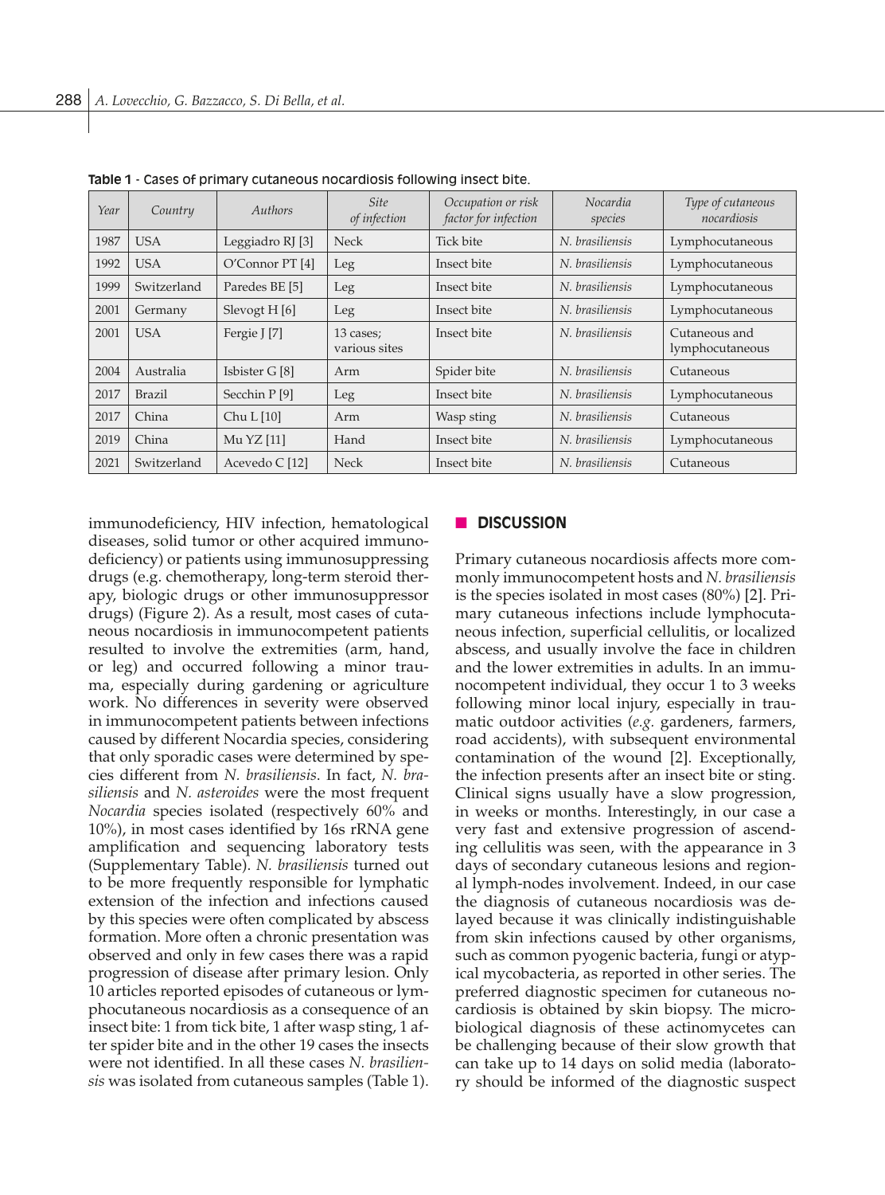**Table 1** - Cases of primary cutaneous nocardiosis following insect bite.

| *Year* | *Country* | *Authors* | *Site of infection* | *Occupation or risk factor for infection* | *Nocardia species* | *Type of cutaneous nocardiosis* |
|---|---|---|---|---|---|---|
| 1987 | USA | Leggiadro RJ [3] | Neck | Tick bite | *N. brasiliensis* | Lymphocutaneous |
| 1992 | USA | O'Connor PT [4] | Leg | Insect bite | *N. brasiliensis* | Lymphocutaneous |
| 1999 | Switzerland | Paredes BE [5] | Leg | Insect bite | *N. brasiliensis* | Lymphocutaneous |
| 2001 | Germany | Slevogt H [6] | Leg | Insect bite | *N. brasiliensis* | Lymphocutaneous |
| 2001 | USA | Fergie J [7] | 13 cases; various sites | Insect bite | *N. brasiliensis* | Cutaneous and lymphocutaneous |
| 2004 | Australia | Isbister G [8] | Arm | Spider bite | *N. brasiliensis* | Cutaneous |
| 2017 | Brazil | Secchin P [9] | Leg | Insect bite | *N. brasiliensis* | Lymphocutaneous |
| 2017 | China | Chu L [10] | Arm | Wasp sting | *N. brasiliensis* | Cutaneous |
| 2019 | China | Mu YZ [11] | Hand | Insect bite | *N. brasiliensis* | Lymphocutaneous |
| 2021 | Switzerland | Acevedo C [12] | Neck | Insect bite | *N. brasiliensis* | Cutaneous |

immunodeficiency, HIV infection, hematological diseases, solid tumor or other acquired immunodeficiency) or patients using immunosuppressing drugs (e.g. chemotherapy, long-term steroid therapy, biologic drugs or other immunosuppressor drugs) (Figure 2). As a result, most cases of cutaneous nocardiosis in immunocompetent patients resulted to involve the extremities (arm, hand, or leg) and occurred following a minor trauma, especially during gardening or agriculture work. No differences in severity were observed in immunocompetent patients between infections caused by different Nocardia species, considering that only sporadic cases were determined by species different from *N. brasiliensis*. In fact, *N. brasiliensis* and *N. asteroides* were the most frequent *Nocardia* species isolated (respectively 60% and 10%), in most cases identified by 16s rRNA gene amplification and sequencing laboratory tests (Supplementary Table). *N. brasiliensis* turned out to be more frequently responsible for lymphatic extension of the infection and infections caused by this species were often complicated by abscess formation. More often a chronic presentation was observed and only in few cases there was a rapid progression of disease after primary lesion. Only 10 articles reported episodes of cutaneous or lymphocutaneous nocardiosis as a consequence of an insect bite: 1 from tick bite, 1 after wasp sting, 1 after spider bite and in the other 19 cases the insects were not identified. In all these cases *N. brasiliensis* was isolated from cutaneous samples (Table 1).

## DISCUSSION

Primary cutaneous nocardiosis affects more commonly immunocompetent hosts and *N. brasiliensis* is the species isolated in most cases (80%) [2]. Primary cutaneous infections include lymphocutaneous infection, superficial cellulitis, or localized abscess, and usually involve the face in children and the lower extremities in adults. In an immunocompetent individual, they occur 1 to 3 weeks following minor local injury, especially in traumatic outdoor activities (*e.g.* gardeners, farmers, road accidents), with subsequent environmental contamination of the wound [2]. Exceptionally, the infection presents after an insect bite or sting. Clinical signs usually have a slow progression, in weeks or months. Interestingly, in our case a very fast and extensive progression of ascending cellulitis was seen, with the appearance in 3 days of secondary cutaneous lesions and regional lymph-nodes involvement. Indeed, in our case the diagnosis of cutaneous nocardiosis was delayed because it was clinically indistinguishable from skin infections caused by other organisms, such as common pyogenic bacteria, fungi or atypical mycobacteria, as reported in other series. The preferred diagnostic specimen for cutaneous nocardiosis is obtained by skin biopsy. The microbiological diagnosis of these actinomycetes can be challenging because of their slow growth that can take up to 14 days on solid media (laboratory should be informed of the diagnostic suspect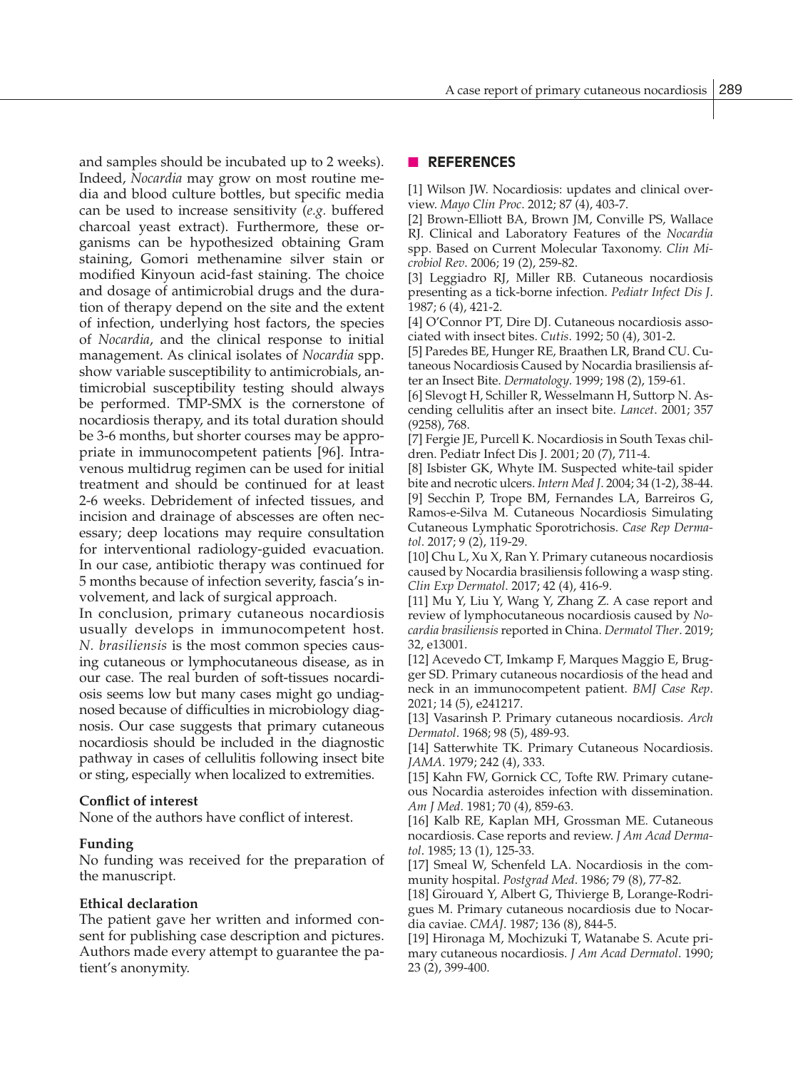and samples should be incubated up to 2 weeks). Indeed, *Nocardia* may grow on most routine media and blood culture bottles, but specific media can be used to increase sensitivity (*e.g.* buffered charcoal yeast extract). Furthermore, these organisms can be hypothesized obtaining Gram staining, Gomori methenamine silver stain or modified Kinyoun acid-fast staining. The choice and dosage of antimicrobial drugs and the duration of therapy depend on the site and the extent of infection, underlying host factors, the species of *Nocardia*, and the clinical response to initial management. As clinical isolates of *Nocardia* spp. show variable susceptibility to antimicrobials, antimicrobial susceptibility testing should always be performed. TMP-SMX is the cornerstone of nocardiosis therapy, and its total duration should be 3-6 months, but shorter courses may be appropriate in immunocompetent patients [96]. Intravenous multidrug regimen can be used for initial treatment and should be continued for at least 2-6 weeks. Debridement of infected tissues, and incision and drainage of abscesses are often necessary; deep locations may require consultation for interventional radiology-guided evacuation. In our case, antibiotic therapy was continued for 5 months because of infection severity, fascia's involvement, and lack of surgical approach.

In conclusion, primary cutaneous nocardiosis usually develops in immunocompetent host. *N. brasiliensis* is the most common species causing cutaneous or lymphocutaneous disease, as in our case. The real burden of soft-tissues nocardiosis seems low but many cases might go undiagnosed because of difficulties in microbiology diagnosis. Our case suggests that primary cutaneous nocardiosis should be included in the diagnostic pathway in cases of cellulitis following insect bite or sting, especially when localized to extremities.

**Conflict of interest**

None of the authors have conflict of interest.

**Funding**

No funding was received for the preparation of the manuscript.

**Ethical declaration**

The patient gave her written and informed consent for publishing case description and pictures. Authors made every attempt to guarantee the patient's anonymity.

## REFERENCES

[1] Wilson JW. Nocardiosis: updates and clinical overview. *Mayo Clin Proc*. 2012; 87 (4), 403-7.

[2] Brown-Elliott BA, Brown JM, Conville PS, Wallace RJ. Clinical and Laboratory Features of the *Nocardia* spp. Based on Current Molecular Taxonomy. *Clin Microbiol Rev*. 2006; 19 (2), 259-82.

[3] Leggiadro RJ, Miller RB. Cutaneous nocardiosis presenting as a tick-borne infection. *Pediatr Infect Dis J*. 1987; 6 (4), 421-2.

[4] O'Connor PT, Dire DJ. Cutaneous nocardiosis associated with insect bites. *Cutis*. 1992; 50 (4), 301-2.

[5] Paredes BE, Hunger RE, Braathen LR, Brand CU. Cutaneous Nocardiosis Caused by Nocardia brasiliensis after an Insect Bite. *Dermatology*. 1999; 198 (2), 159-61.

[6] Slevogt H, Schiller R, Wesselmann H, Suttorp N. Ascending cellulitis after an insect bite. *Lancet*. 2001; 357 (9258), 768.

[7] Fergie JE, Purcell K. Nocardiosis in South Texas children. Pediatr Infect Dis J. 2001; 20 (7), 711-4.

[8] Isbister GK, Whyte IM. Suspected white-tail spider bite and necrotic ulcers. *Intern Med J*. 2004; 34 (1-2), 38-44.

[9] Secchin P, Trope BM, Fernandes LA, Barreiros G, Ramos-e-Silva M. Cutaneous Nocardiosis Simulating Cutaneous Lymphatic Sporotrichosis. *Case Rep Dermatol*. 2017; 9 (2), 119-29.

[10] Chu L, Xu X, Ran Y. Primary cutaneous nocardiosis caused by Nocardia brasiliensis following a wasp sting. *Clin Exp Dermatol*. 2017; 42 (4), 416-9.

[11] Mu Y, Liu Y, Wang Y, Zhang Z. A case report and review of lymphocutaneous nocardiosis caused by *Nocardia brasiliensis* reported in China. *Dermatol Ther*. 2019; 32, e13001.

[12] Acevedo CT, Imkamp F, Marques Maggio E, Brugger SD. Primary cutaneous nocardiosis of the head and neck in an immunocompetent patient. *BMJ Case Rep*. 2021; 14 (5), e241217.

[13] Vasarinsh P. Primary cutaneous nocardiosis. *Arch Dermatol*. 1968; 98 (5), 489-93.

[14] Satterwhite TK. Primary Cutaneous Nocardiosis. *JAMA*. 1979; 242 (4), 333.

[15] Kahn FW, Gornick CC, Tofte RW. Primary cutaneous Nocardia asteroides infection with dissemination. *Am J Med*. 1981; 70 (4), 859-63.

[16] Kalb RE, Kaplan MH, Grossman ME. Cutaneous nocardiosis. Case reports and review. *J Am Acad Dermatol*. 1985; 13 (1), 125-33.

[17] Smeal W, Schenfeld LA. Nocardiosis in the community hospital. *Postgrad Med*. 1986; 79 (8), 77-82.

[18] Girouard Y, Albert G, Thivierge B, Lorange-Rodrigues M. Primary cutaneous nocardiosis due to Nocardia caviae. *CMAJ*. 1987; 136 (8), 844-5.

[19] Hironaga M, Mochizuki T, Watanabe S. Acute primary cutaneous nocardiosis. *J Am Acad Dermatol*. 1990; 23 (2), 399-400.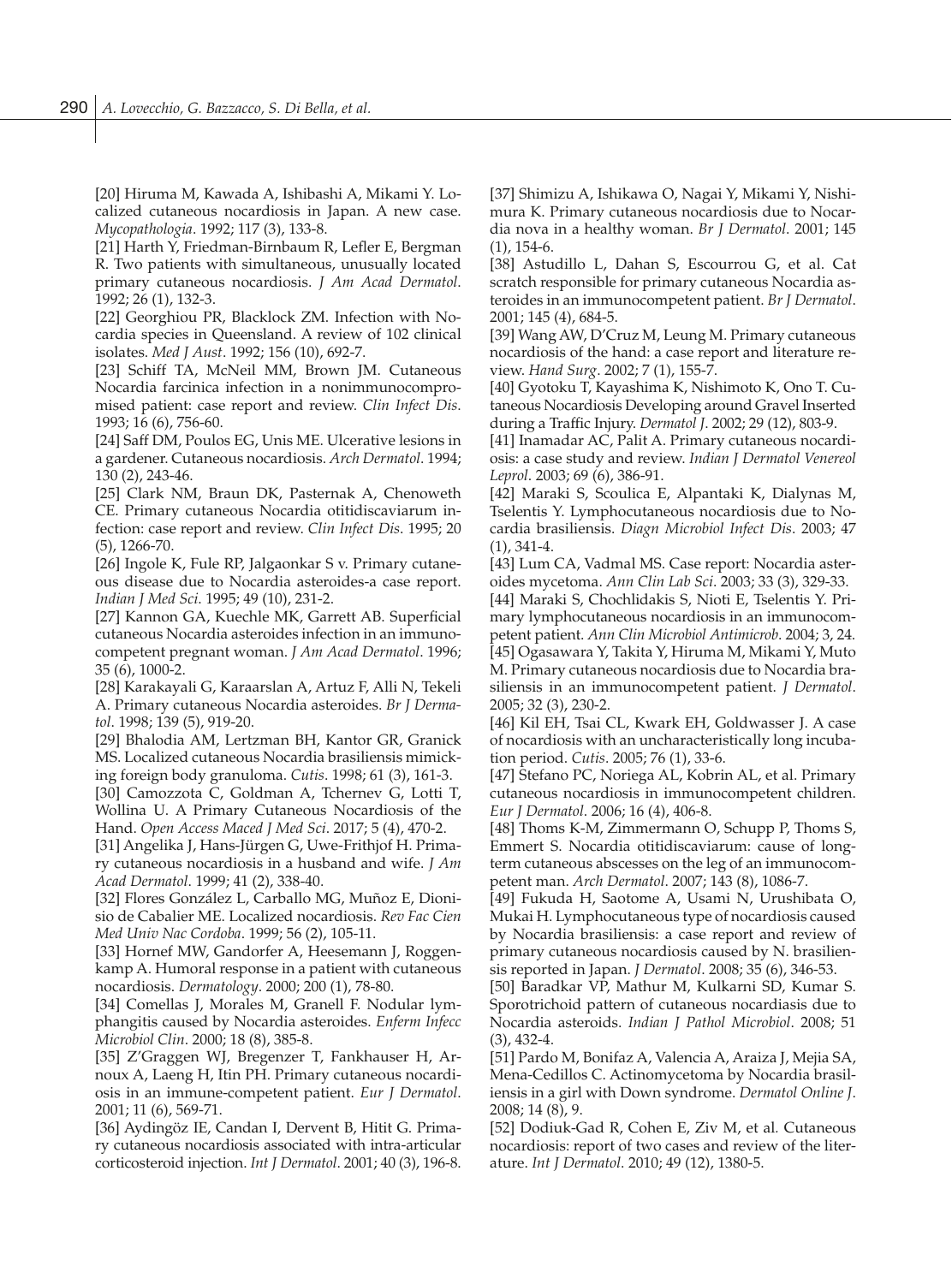[20] Hiruma M, Kawada A, Ishibashi A, Mikami Y. Localized cutaneous nocardiosis in Japan. A new case. *Mycopathologia*. 1992; 117 (3), 133-8.

[21] Harth Y, Friedman-Birnbaum R, Lefler E, Bergman R. Two patients with simultaneous, unusually located primary cutaneous nocardiosis. *J Am Acad Dermatol*. 1992; 26 (1), 132-3.

[22] Georghiou PR, Blacklock ZM. Infection with Nocardia species in Queensland. A review of 102 clinical isolates. *Med J Aust*. 1992; 156 (10), 692-7.

[23] Schiff TA, McNeil MM, Brown JM. Cutaneous Nocardia farcinica infection in a nonimmunocompromised patient: case report and review. *Clin Infect Dis*. 1993; 16 (6), 756-60.

[24] Saff DM, Poulos EG, Unis ME. Ulcerative lesions in a gardener. Cutaneous nocardiosis. *Arch Dermatol*. 1994; 130 (2), 243-46.

[25] Clark NM, Braun DK, Pasternak A, Chenoweth CE. Primary cutaneous Nocardia otitidiscaviarum infection: case report and review. *Clin Infect Dis*. 1995; 20 (5), 1266-70.

[26] Ingole K, Fule RP, Jalgaonkar S v. Primary cutaneous disease due to Nocardia asteroides-a case report. *Indian J Med Sci*. 1995; 49 (10), 231-2.

[27] Kannon GA, Kuechle MK, Garrett AB. Superficial cutaneous Nocardia asteroides infection in an immunocompetent pregnant woman. *J Am Acad Dermatol*. 1996; 35 (6), 1000-2.

[28] Karakayali G, Karaarslan A, Artuz F, Alli N, Tekeli A. Primary cutaneous Nocardia asteroides. *Br J Dermatol*. 1998; 139 (5), 919-20.

[29] Bhalodia AM, Lertzman BH, Kantor GR, Granick MS. Localized cutaneous Nocardia brasiliensis mimicking foreign body granuloma. *Cutis*. 1998; 61 (3), 161-3.

[30] Camozzota C, Goldman A, Tchernev G, Lotti T, Wollina U. A Primary Cutaneous Nocardiosis of the Hand. *Open Access Maced J Med Sci*. 2017; 5 (4), 470-2.

[31] Angelika J, Hans-Jürgen G, Uwe-Frithjof H. Primary cutaneous nocardiosis in a husband and wife. *J Am Acad Dermatol*. 1999; 41 (2), 338-40.

[32] Flores González L, Carballo MG, Muñoz E, Dionisio de Cabalier ME. Localized nocardiosis. *Rev Fac Cien Med Univ Nac Cordoba*. 1999; 56 (2), 105-11.

[33] Hornef MW, Gandorfer A, Heesemann J, Roggenkamp A. Humoral response in a patient with cutaneous nocardiosis. *Dermatology*. 2000; 200 (1), 78-80.

[34] Comellas J, Morales M, Granell F. Nodular lymphangitis caused by Nocardia asteroides. *Enferm Infecc Microbiol Clin*. 2000; 18 (8), 385-8.

[35] Z'Graggen WJ, Bregenzer T, Fankhauser H, Arnoux A, Laeng H, Itin PH. Primary cutaneous nocardiosis in an immune-competent patient. *Eur J Dermatol*. 2001; 11 (6), 569-71.

[36] Aydingöz IE, Candan I, Dervent B, Hitit G. Primary cutaneous nocardiosis associated with intra-articular corticosteroid injection. *Int J Dermatol*. 2001; 40 (3), 196-8.

[37] Shimizu A, Ishikawa O, Nagai Y, Mikami Y, Nishimura K. Primary cutaneous nocardiosis due to Nocardia nova in a healthy woman. *Br J Dermatol*. 2001; 145 (1), 154-6.

[38] Astudillo L, Dahan S, Escourrou G, et al. Cat scratch responsible for primary cutaneous Nocardia asteroides in an immunocompetent patient. *Br J Dermatol*. 2001; 145 (4), 684-5.

[39] Wang AW, D'Cruz M, Leung M. Primary cutaneous nocardiosis of the hand: a case report and literature review. *Hand Surg*. 2002; 7 (1), 155-7.

[40] Gyotoku T, Kayashima K, Nishimoto K, Ono T. Cutaneous Nocardiosis Developing around Gravel Inserted during a Traffic Injury. *Dermatol J*. 2002; 29 (12), 803-9.

[41] Inamadar AC, Palit A. Primary cutaneous nocardiosis: a case study and review. *Indian J Dermatol Venereol Leprol*. 2003; 69 (6), 386-91.

[42] Maraki S, Scoulica E, Alpantaki K, Dialynas M, Tselentis Y. Lymphocutaneous nocardiosis due to Nocardia brasiliensis. *Diagn Microbiol Infect Dis*. 2003; 47 (1), 341-4.

[43] Lum CA, Vadmal MS. Case report: Nocardia asteroides mycetoma. *Ann Clin Lab Sci*. 2003; 33 (3), 329-33.

[44] Maraki S, Chochlidakis S, Nioti E, Tselentis Y. Primary lymphocutaneous nocardiosis in an immunocompetent patient. *Ann Clin Microbiol Antimicrob*. 2004; 3, 24.

[45] Ogasawara Y, Takita Y, Hiruma M, Mikami Y, Muto M. Primary cutaneous nocardiosis due to Nocardia brasiliensis in an immunocompetent patient. *J Dermatol*. 2005; 32 (3), 230-2.

[46] Kil EH, Tsai CL, Kwark EH, Goldwasser J. A case of nocardiosis with an uncharacteristically long incubation period. *Cutis*. 2005; 76 (1), 33-6.

[47] Stefano PC, Noriega AL, Kobrin AL, et al. Primary cutaneous nocardiosis in immunocompetent children. *Eur J Dermatol*. 2006; 16 (4), 406-8.

[48] Thoms K-M, Zimmermann O, Schupp P, Thoms S, Emmert S. Nocardia otitidiscaviarum: cause of long-term cutaneous abscesses on the leg of an immunocompetent man. *Arch Dermatol*. 2007; 143 (8), 1086-7.

[49] Fukuda H, Saotome A, Usami N, Urushibata O, Mukai H. Lymphocutaneous type of nocardiosis caused by Nocardia brasiliensis: a case report and review of primary cutaneous nocardiosis caused by N. brasiliensis reported in Japan. *J Dermatol*. 2008; 35 (6), 346-53.

[50] Baradkar VP, Mathur M, Kulkarni SD, Kumar S. Sporotrichoid pattern of cutaneous nocardiasis due to Nocardia asteroids. *Indian J Pathol Microbiol*. 2008; 51 (3), 432-4.

[51] Pardo M, Bonifaz A, Valencia A, Araiza J, Mejia SA, Mena-Cedillos C. Actinomycetoma by Nocardia brasiliensis in a girl with Down syndrome. *Dermatol Online J*. 2008; 14 (8), 9.

[52] Dodiuk-Gad R, Cohen E, Ziv M, et al. Cutaneous nocardiosis: report of two cases and review of the literature. *Int J Dermatol*. 2010; 49 (12), 1380-5.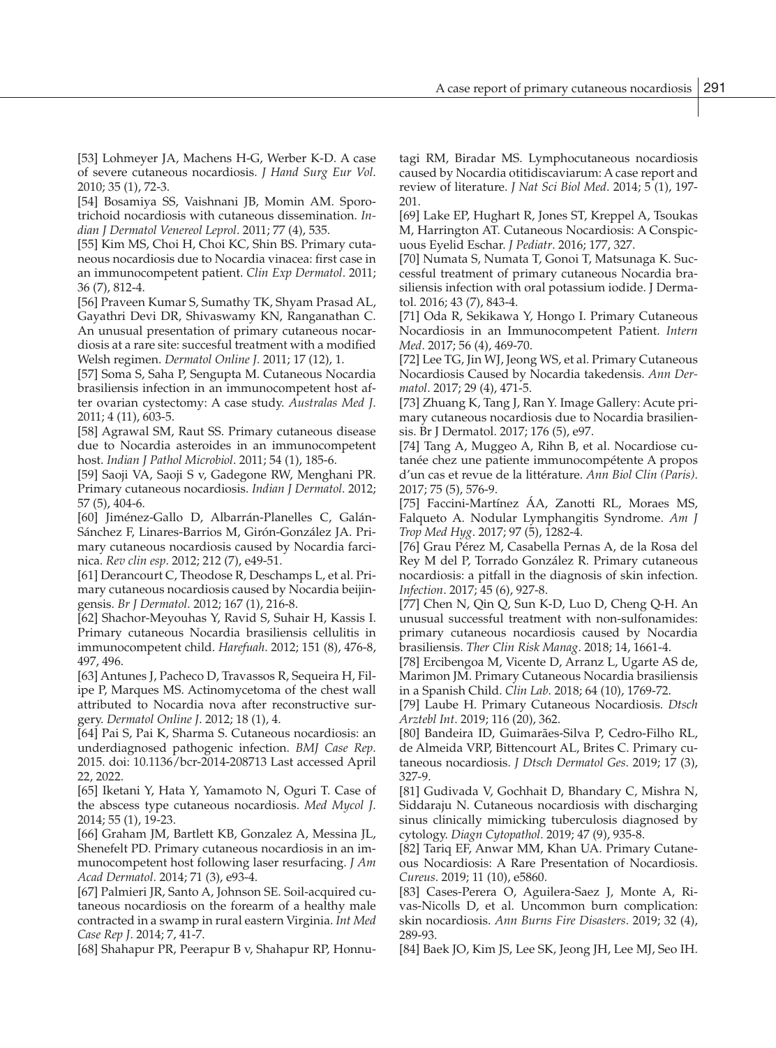[53] Lohmeyer JA, Machens H-G, Werber K-D. A case of severe cutaneous nocardiosis. *J Hand Surg Eur Vol*. 2010; 35 (1), 72-3.

[54] Bosamiya SS, Vaishnani JB, Momin AM. Sporotrichoid nocardiosis with cutaneous dissemination. *Indian J Dermatol Venereol Leprol*. 2011; 77 (4), 535.

[55] Kim MS, Choi H, Choi KC, Shin BS. Primary cutaneous nocardiosis due to Nocardia vinacea: first case in an immunocompetent patient. *Clin Exp Dermatol*. 2011; 36 (7), 812-4.

[56] Praveen Kumar S, Sumathy TK, Shyam Prasad AL, Gayathri Devi DR, Shivaswamy KN, Ranganathan C. An unusual presentation of primary cutaneous nocardiosis at a rare site: succesful treatment with a modified Welsh regimen. *Dermatol Online J.* 2011; 17 (12), 1.

[57] Soma S, Saha P, Sengupta M. Cutaneous Nocardia brasiliensis infection in an immunocompetent host after ovarian cystectomy: A case study. *Australas Med J*. 2011; 4 (11), 603-5.

[58] Agrawal SM, Raut SS. Primary cutaneous disease due to Nocardia asteroides in an immunocompetent host. *Indian J Pathol Microbiol*. 2011; 54 (1), 185-6.

[59] Saoji VA, Saoji S v, Gadegone RW, Menghani PR. Primary cutaneous nocardiosis. *Indian J Dermatol.* 2012; 57 (5), 404-6.

[60] Jiménez-Gallo D, Albarrán-Planelles C, Galán-Sánchez F, Linares-Barrios M, Girón-González JA. Primary cutaneous nocardiosis caused by Nocardia farcinica. *Rev clin esp*. 2012; 212 (7), e49-51.

[61] Derancourt C, Theodose R, Deschamps L, et al. Primary cutaneous nocardiosis caused by Nocardia beijingensis. *Br J Dermatol*. 2012; 167 (1), 216-8.

[62] Shachor-Meyouhas Y, Ravid S, Suhair H, Kassis I. Primary cutaneous Nocardia brasiliensis cellulitis in immunocompetent child. *Harefuah*. 2012; 151 (8), 476-8, 497, 496.

[63] Antunes J, Pacheco D, Travassos R, Sequeira H, Filipe P, Marques MS. Actinomycetoma of the chest wall attributed to Nocardia nova after reconstructive surgery. *Dermatol Online J*. 2012; 18 (1), 4.

[64] Pai S, Pai K, Sharma S. Cutaneous nocardiosis: an underdiagnosed pathogenic infection. *BMJ Case Rep*. 2015. doi: 10.1136/bcr-2014-208713 Last accessed April 22, 2022.

[65] Iketani Y, Hata Y, Yamamoto N, Oguri T. Case of the abscess type cutaneous nocardiosis. *Med Mycol J*. 2014; 55 (1), 19-23.

[66] Graham JM, Bartlett KB, Gonzalez A, Messina JL, Shenefelt PD. Primary cutaneous nocardiosis in an immunocompetent host following laser resurfacing. *J Am Acad Dermatol*. 2014; 71 (3), e93-4.

[67] Palmieri JR, Santo A, Johnson SE. Soil-acquired cutaneous nocardiosis on the forearm of a healthy male contracted in a swamp in rural eastern Virginia. *Int Med Case Rep J*. 2014; 7, 41-7.

[68] Shahapur PR, Peerapur B v, Shahapur RP, Honnutagi RM, Biradar MS. Lymphocutaneous nocardiosis caused by Nocardia otitidiscaviarum: A case report and review of literature. *J Nat Sci Biol Med*. 2014; 5 (1), 197-201.

[69] Lake EP, Hughart R, Jones ST, Kreppel A, Tsoukas M, Harrington AT. Cutaneous Nocardiosis: A Conspicuous Eyelid Eschar. *J Pediatr*. 2016; 177, 327.

[70] Numata S, Numata T, Gonoi T, Matsunaga K. Successful treatment of primary cutaneous Nocardia brasiliensis infection with oral potassium iodide. J Dermatol. 2016; 43 (7), 843-4.

[71] Oda R, Sekikawa Y, Hongo I. Primary Cutaneous Nocardiosis in an Immunocompetent Patient. *Intern Med*. 2017; 56 (4), 469-70.

[72] Lee TG, Jin WJ, Jeong WS, et al. Primary Cutaneous Nocardiosis Caused by Nocardia takedensis. *Ann Dermatol*. 2017; 29 (4), 471-5.

[73] Zhuang K, Tang J, Ran Y. Image Gallery: Acute primary cutaneous nocardiosis due to Nocardia brasiliensis. Br J Dermatol. 2017; 176 (5), e97.

[74] Tang A, Muggeo A, Rihn B, et al. Nocardiose cutanée chez une patiente immunocompétente A propos d'un cas et revue de la littérature. *Ann Biol Clin (Paris)*. 2017; 75 (5), 576-9.

[75] Faccini-Martínez ÁA, Zanotti RL, Moraes MS, Falqueto A. Nodular Lymphangitis Syndrome. *Am J Trop Med Hyg*. 2017; 97 (5), 1282-4.

[76] Grau Pérez M, Casabella Pernas A, de la Rosa del Rey M del P, Torrado González R. Primary cutaneous nocardiosis: a pitfall in the diagnosis of skin infection. *Infection*. 2017; 45 (6), 927-8.

[77] Chen N, Qin Q, Sun K-D, Luo D, Cheng Q-H. An unusual successful treatment with non-sulfonamides: primary cutaneous nocardiosis caused by Nocardia brasiliensis. *Ther Clin Risk Manag*. 2018; 14, 1661-4.

[78] Ercibengoa M, Vicente D, Arranz L, Ugarte AS de, Marimon JM. Primary Cutaneous Nocardia brasiliensis in a Spanish Child. *Clin Lab*. 2018; 64 (10), 1769-72.

[79] Laube H. Primary Cutaneous Nocardiosis. *Dtsch Arztebl Int*. 2019; 116 (20), 362.

[80] Bandeira ID, Guimarães-Silva P, Cedro-Filho RL, de Almeida VRP, Bittencourt AL, Brites C. Primary cutaneous nocardiosis. *J Dtsch Dermatol Ges*. 2019; 17 (3), 327-9.

[81] Gudivada V, Gochhait D, Bhandary C, Mishra N, Siddaraju N. Cutaneous nocardiosis with discharging sinus clinically mimicking tuberculosis diagnosed by cytology. *Diagn Cytopathol*. 2019; 47 (9), 935-8.

[82] Tariq EF, Anwar MM, Khan UA. Primary Cutaneous Nocardiosis: A Rare Presentation of Nocardiosis. *Cureus*. 2019; 11 (10), e5860.

[83] Cases-Perera O, Aguilera-Saez J, Monte A, Rivas-Nicolls D, et al. Uncommon burn complication: skin nocardiosis. *Ann Burns Fire Disasters*. 2019; 32 (4), 289-93.

[84] Baek JO, Kim JS, Lee SK, Jeong JH, Lee MJ, Seo IH.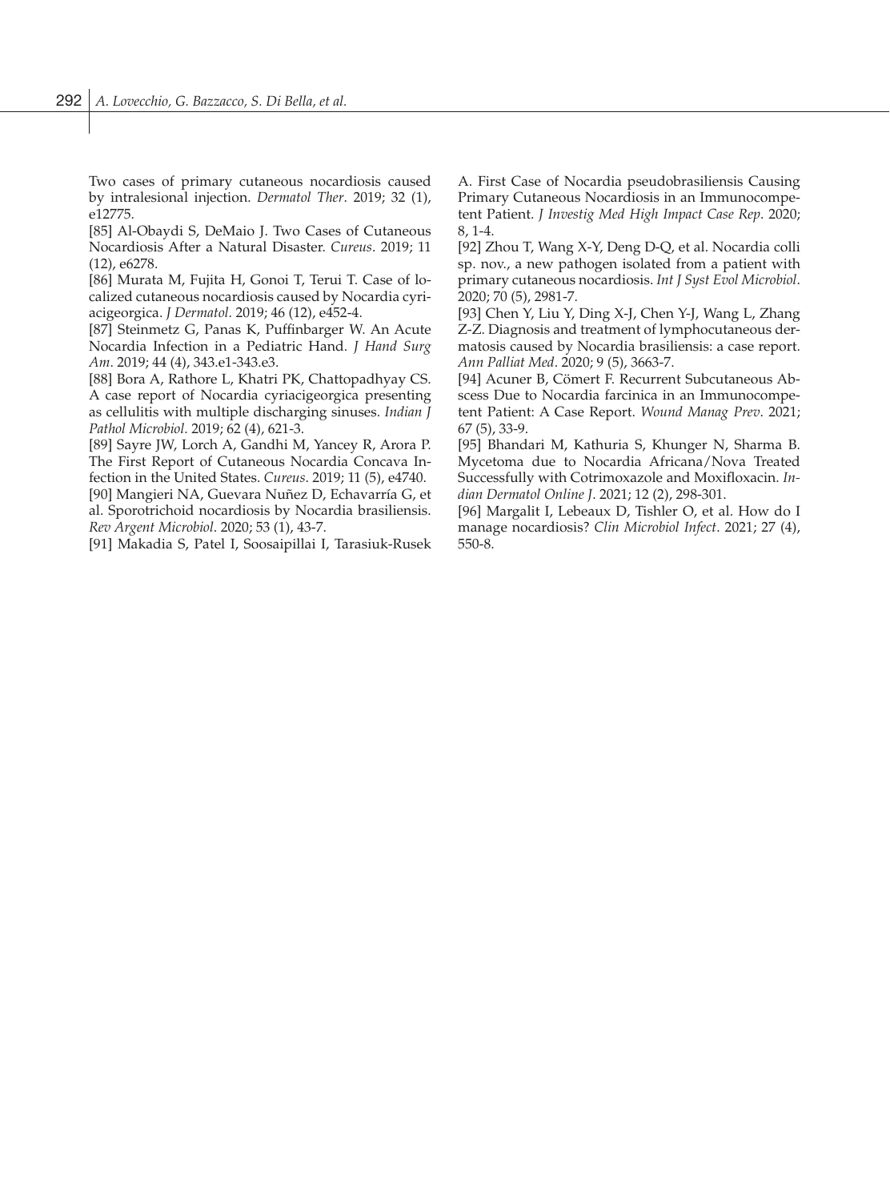Two cases of primary cutaneous nocardiosis caused by intralesional injection. *Dermatol Ther*. 2019; 32 (1), e12775.

[85] Al-Obaydi S, DeMaio J. Two Cases of Cutaneous Nocardiosis After a Natural Disaster. *Cureus*. 2019; 11 (12), e6278.

[86] Murata M, Fujita H, Gonoi T, Terui T. Case of localized cutaneous nocardiosis caused by Nocardia cyriacigeorgica. *J Dermatol*. 2019; 46 (12), e452-4.

[87] Steinmetz G, Panas K, Puffinbarger W. An Acute Nocardia Infection in a Pediatric Hand. *J Hand Surg Am*. 2019; 44 (4), 343.e1-343.e3.

[88] Bora A, Rathore L, Khatri PK, Chattopadhyay CS. A case report of Nocardia cyriacigeorgica presenting as cellulitis with multiple discharging sinuses. *Indian J Pathol Microbiol*. 2019; 62 (4), 621-3.

[89] Sayre JW, Lorch A, Gandhi M, Yancey R, Arora P. The First Report of Cutaneous Nocardia Concava Infection in the United States. *Cureus*. 2019; 11 (5), e4740.

[90] Mangieri NA, Guevara Nuñez D, Echavarría G, et al. Sporotrichoid nocardiosis by Nocardia brasiliensis. *Rev Argent Microbiol*. 2020; 53 (1), 43-7.

[91] Makadia S, Patel I, Soosaipillai I, Tarasiuk-Rusek A. First Case of Nocardia pseudobrasiliensis Causing Primary Cutaneous Nocardiosis in an Immunocompetent Patient. *J Investig Med High Impact Case Rep*. 2020; 8, 1-4.

[92] Zhou T, Wang X-Y, Deng D-Q, et al. Nocardia colli sp. nov., a new pathogen isolated from a patient with primary cutaneous nocardiosis. *Int J Syst Evol Microbiol*. 2020; 70 (5), 2981-7.

[93] Chen Y, Liu Y, Ding X-J, Chen Y-J, Wang L, Zhang Z-Z. Diagnosis and treatment of lymphocutaneous dermatosis caused by Nocardia brasiliensis: a case report. *Ann Palliat Med*. 2020; 9 (5), 3663-7.

[94] Acuner B, Cömert F. Recurrent Subcutaneous Abscess Due to Nocardia farcinica in an Immunocompetent Patient: A Case Report. *Wound Manag Prev*. 2021; 67 (5), 33-9.

[95] Bhandari M, Kathuria S, Khunger N, Sharma B. Mycetoma due to Nocardia Africana/Nova Treated Successfully with Cotrimoxazole and Moxifloxacin. *Indian Dermatol Online J*. 2021; 12 (2), 298-301.

[96] Margalit I, Lebeaux D, Tishler O, et al. How do I manage nocardiosis? *Clin Microbiol Infect*. 2021; 27 (4), 550-8.